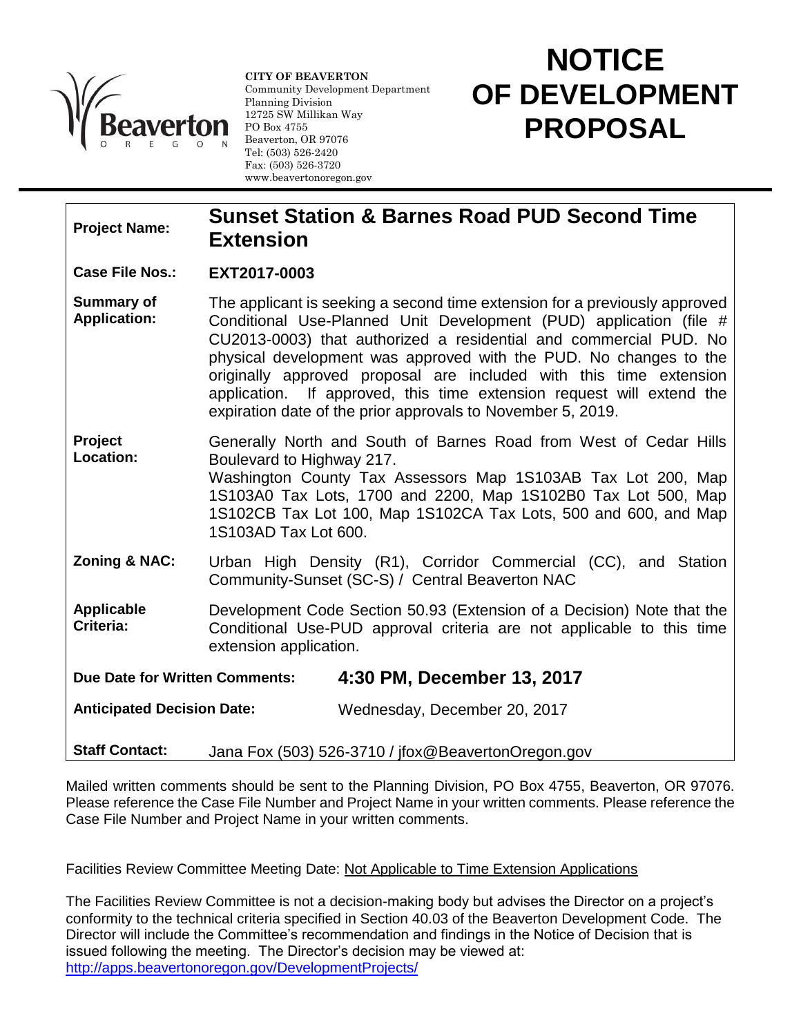**CITY OF BEAVERTON**
Community Development Department
Planning Division
12725 SW Millikan Way
PO Box 4755
Beaverton, OR 97076
Tel: (503) 526-2420
Fax: (503) 526-3720
www.beavertonoregon.gov

# NOTICE OF DEVELOPMENT PROPOSAL

| | |
|---|---|
| **Project Name:** | **Sunset Station & Barnes Road PUD Second Time Extension** |
| **Case File Nos.:** | **EXT2017-0003** |
| **Summary of Application:** | The applicant is seeking a second time extension for a previously approved Conditional Use-Planned Unit Development (PUD) application (file # CU2013-0003) that authorized a residential and commercial PUD. No physical development was approved with the PUD. No changes to the originally approved proposal are included with this time extension application. If approved, this time extension request will extend the expiration date of the prior approvals to November 5, 2019. |
| **Project Location:** | Generally North and South of Barnes Road from West of Cedar Hills Boulevard to Highway 217.<br>Washington County Tax Assessors Map 1S103AB Tax Lot 200, Map 1S103A0 Tax Lots, 1700 and 2200, Map 1S102B0 Tax Lot 500, Map 1S102CB Tax Lot 100, Map 1S102CA Tax Lots, 500 and 600, and Map 1S103AD Tax Lot 600. |
| **Zoning & NAC:** | Urban High Density (R1), Corridor Commercial (CC), and Station Community-Sunset (SC-S) / Central Beaverton NAC |
| **Applicable Criteria:** | Development Code Section 50.93 (Extension of a Decision) Note that the Conditional Use-PUD approval criteria are not applicable to this time extension application. |
| **Due Date for Written Comments:** | **4:30 PM, December 13, 2017** |
| **Anticipated Decision Date:** | Wednesday, December 20, 2017 |
| **Staff Contact:** | Jana Fox (503) 526-3710 / jfox@BeavertonOregon.gov |

Mailed written comments should be sent to the Planning Division, PO Box 4755, Beaverton, OR 97076. Please reference the Case File Number and Project Name in your written comments. Please reference the Case File Number and Project Name in your written comments.

Facilities Review Committee Meeting Date: Not Applicable to Time Extension Applications

The Facilities Review Committee is not a decision-making body but advises the Director on a project's conformity to the technical criteria specified in Section 40.03 of the Beaverton Development Code. The Director will include the Committee's recommendation and findings in the Notice of Decision that is issued following the meeting. The Director's decision may be viewed at: http://apps.beavertonoregon.gov/DevelopmentProjects/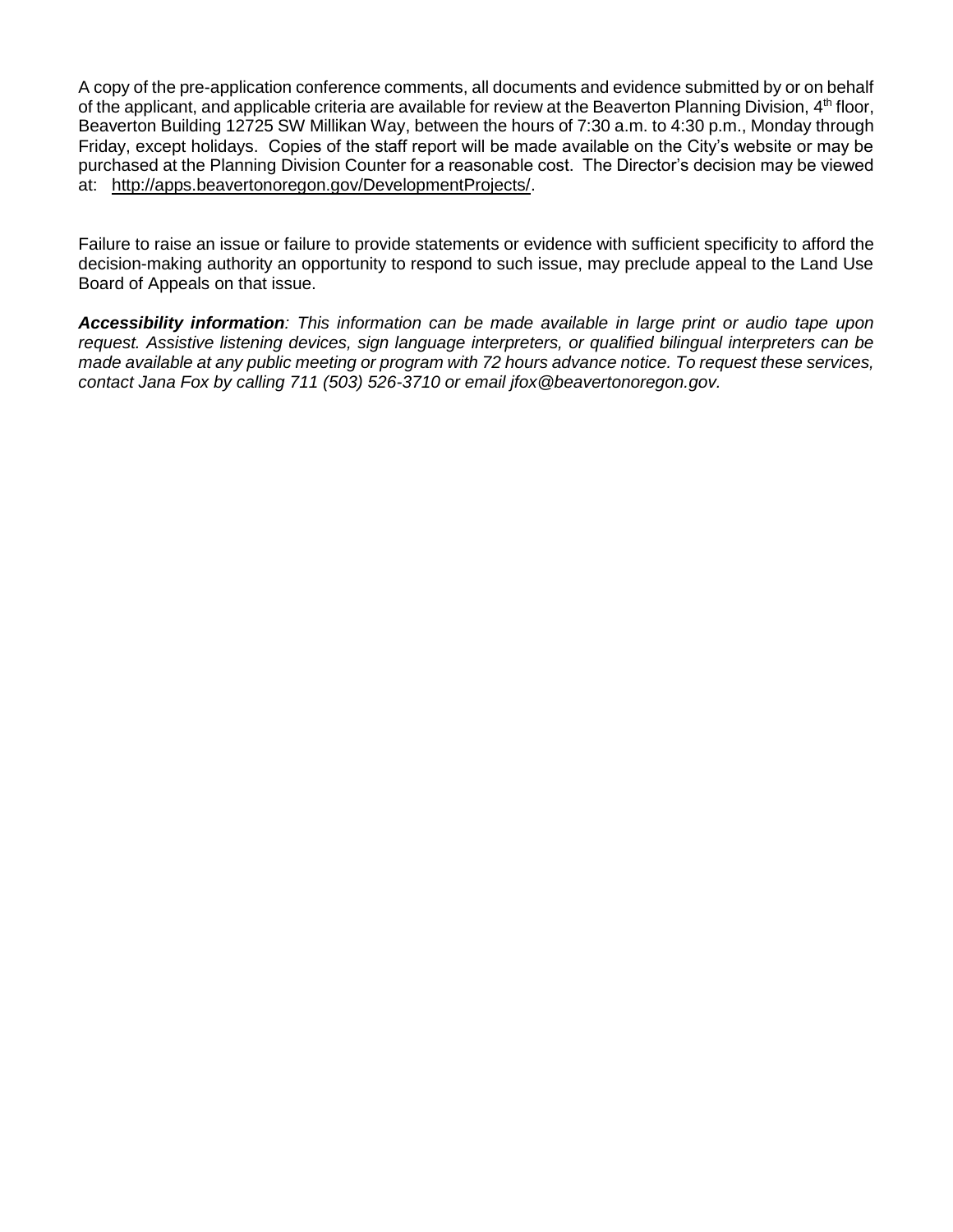A copy of the pre-application conference comments, all documents and evidence submitted by or on behalf of the applicant, and applicable criteria are available for review at the Beaverton Planning Division, 4th floor, Beaverton Building 12725 SW Millikan Way, between the hours of 7:30 a.m. to 4:30 p.m., Monday through Friday, except holidays. Copies of the staff report will be made available on the City's website or may be purchased at the Planning Division Counter for a reasonable cost. The Director's decision may be viewed at: http://apps.beavertonoregon.gov/DevelopmentProjects/.

Failure to raise an issue or failure to provide statements or evidence with sufficient specificity to afford the decision-making authority an opportunity to respond to such issue, may preclude appeal to the Land Use Board of Appeals on that issue.

***Accessibility information**: This information can be made available in large print or audio tape upon request. Assistive listening devices, sign language interpreters, or qualified bilingual interpreters can be made available at any public meeting or program with 72 hours advance notice. To request these services, contact Jana Fox by calling 711 (503) 526-3710 or email jfox@beavertonoregon.gov.*